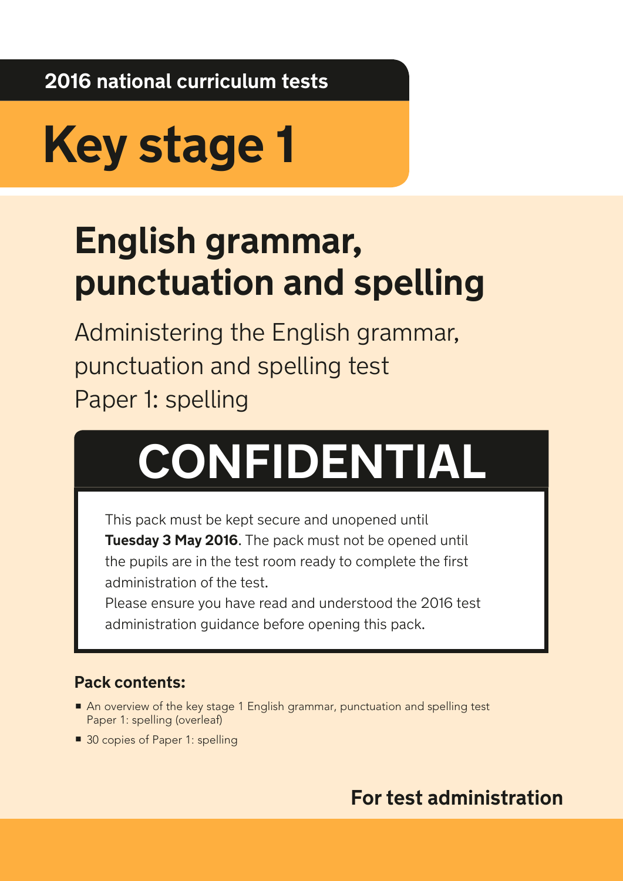2016 national curriculum tests

# Key stage 1

## English grammar, punctuation and spelling

Administering the English grammar, punctuation and spelling test
Paper 1: spelling

# CONFIDENTIAL

This pack must be kept secure and unopened until **Tuesday 3 May 2016**. The pack must not be opened until the pupils are in the test room ready to complete the first administration of the test.
Please ensure you have read and understood the 2016 test administration guidance before opening this pack.

**Pack contents:**

- An overview of the key stage 1 English grammar, punctuation and spelling test Paper 1: spelling (overleaf)
- 30 copies of Paper 1: spelling

**For test administration**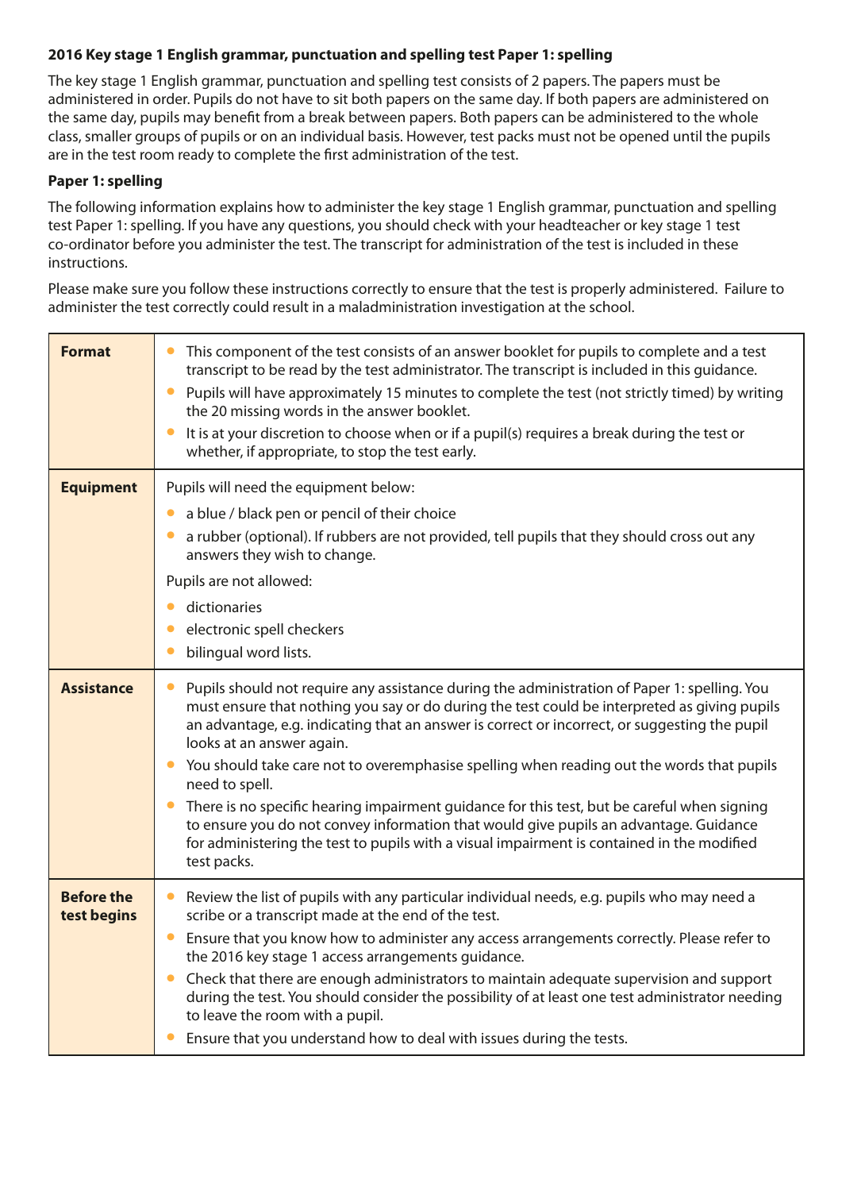**2016 Key stage 1 English grammar, punctuation and spelling test Paper 1: spelling**

The key stage 1 English grammar, punctuation and spelling test consists of 2 papers. The papers must be administered in order. Pupils do not have to sit both papers on the same day. If both papers are administered on the same day, pupils may benefit from a break between papers. Both papers can be administered to the whole class, smaller groups of pupils or on an individual basis. However, test packs must not be opened until the pupils are in the test room ready to complete the first administration of the test.

**Paper 1: spelling**

The following information explains how to administer the key stage 1 English grammar, punctuation and spelling test Paper 1: spelling. If you have any questions, you should check with your headteacher or key stage 1 test co-ordinator before you administer the test. The transcript for administration of the test is included in these instructions.

Please make sure you follow these instructions correctly to ensure that the test is properly administered. Failure to administer the test correctly could result in a maladministration investigation at the school.

| | |
|---|---|
| **Format** | • This component of the test consists of an answer booklet for pupils to complete and a test transcript to be read by the test administrator. The transcript is included in this guidance.<br>• Pupils will have approximately 15 minutes to complete the test (not strictly timed) by writing the 20 missing words in the answer booklet.<br>• It is at your discretion to choose when or if a pupil(s) requires a break during the test or whether, if appropriate, to stop the test early. |
| **Equipment** | Pupils will need the equipment below:<br>• a blue / black pen or pencil of their choice<br>• a rubber (optional). If rubbers are not provided, tell pupils that they should cross out any answers they wish to change.<br>Pupils are not allowed:<br>• dictionaries<br>• electronic spell checkers<br>• bilingual word lists. |
| **Assistance** | • Pupils should not require any assistance during the administration of Paper 1: spelling. You must ensure that nothing you say or do during the test could be interpreted as giving pupils an advantage, e.g. indicating that an answer is correct or incorrect, or suggesting the pupil looks at an answer again.<br>• You should take care not to overemphasise spelling when reading out the words that pupils need to spell.<br>• There is no specific hearing impairment guidance for this test, but be careful when signing to ensure you do not convey information that would give pupils an advantage. Guidance for administering the test to pupils with a visual impairment is contained in the modified test packs. |
| **Before the test begins** | • Review the list of pupils with any particular individual needs, e.g. pupils who may need a scribe or a transcript made at the end of the test.<br>• Ensure that you know how to administer any access arrangements correctly. Please refer to the 2016 key stage 1 access arrangements guidance.<br>• Check that there are enough administrators to maintain adequate supervision and support during the test. You should consider the possibility of at least one test administrator needing to leave the room with a pupil.<br>• Ensure that you understand how to deal with issues during the tests. |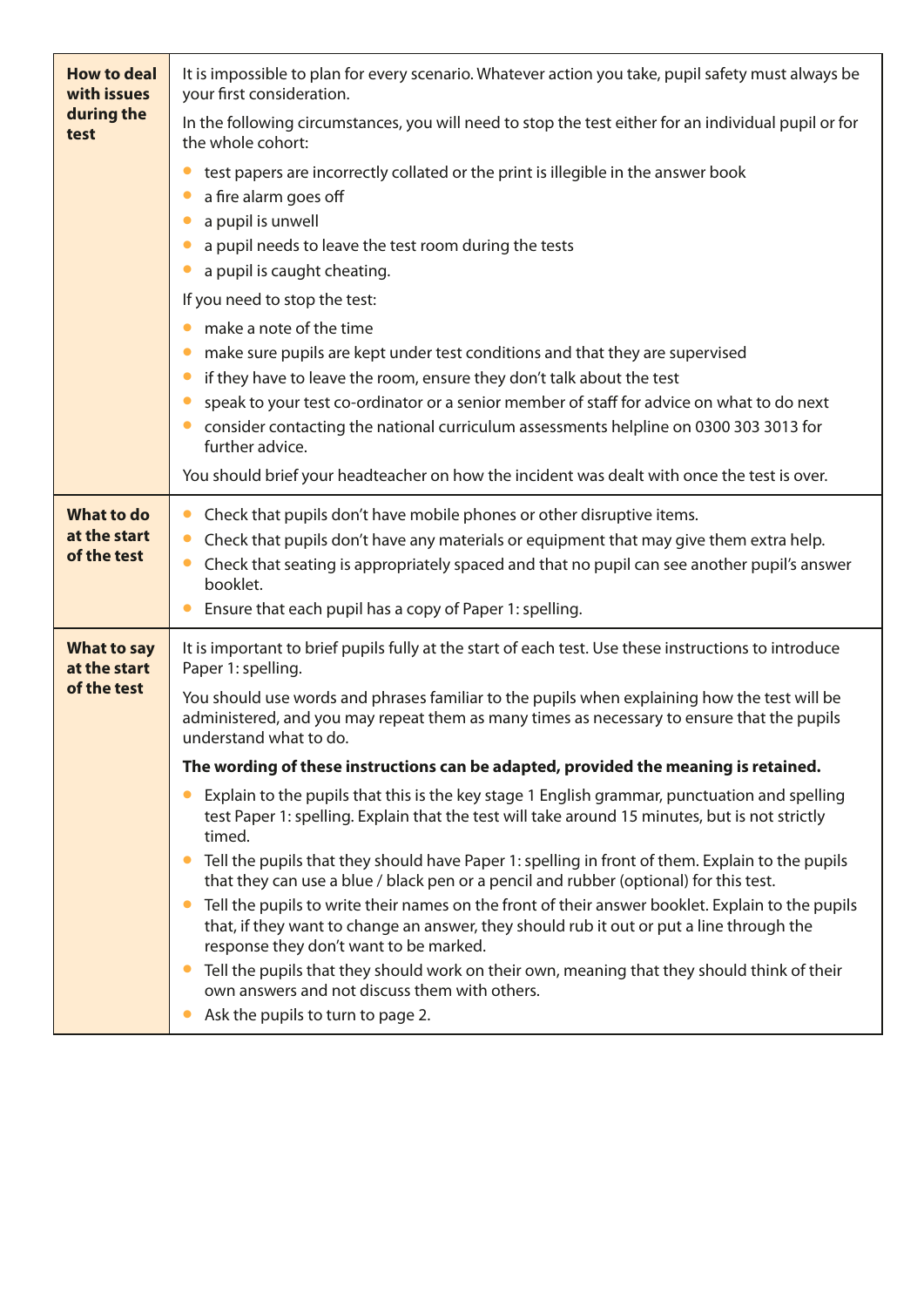| | |
|---|---|
| **How to deal with issues during the test** | It is impossible to plan for every scenario. Whatever action you take, pupil safety must always be your first consideration.<br><br>In the following circumstances, you will need to stop the test either for an individual pupil or for the whole cohort:<br>• test papers are incorrectly collated or the print is illegible in the answer book<br>• a fire alarm goes off<br>• a pupil is unwell<br>• a pupil needs to leave the test room during the tests<br>• a pupil is caught cheating.<br><br>If you need to stop the test:<br>• make a note of the time<br>• make sure pupils are kept under test conditions and that they are supervised<br>• if they have to leave the room, ensure they don't talk about the test<br>• speak to your test co-ordinator or a senior member of staff for advice on what to do next<br>• consider contacting the national curriculum assessments helpline on 0300 303 3013 for further advice.<br><br>You should brief your headteacher on how the incident was dealt with once the test is over. |
| **What to do at the start of the test** | • Check that pupils don't have mobile phones or other disruptive items.<br>• Check that pupils don't have any materials or equipment that may give them extra help.<br>• Check that seating is appropriately spaced and that no pupil can see another pupil's answer booklet.<br>• Ensure that each pupil has a copy of Paper 1: spelling. |
| **What to say at the start of the test** | It is important to brief pupils fully at the start of each test. Use these instructions to introduce Paper 1: spelling.<br><br>You should use words and phrases familiar to the pupils when explaining how the test will be administered, and you may repeat them as many times as necessary to ensure that the pupils understand what to do.<br><br>**The wording of these instructions can be adapted, provided the meaning is retained.**<br><br>• Explain to the pupils that this is the key stage 1 English grammar, punctuation and spelling test Paper 1: spelling. Explain that the test will take around 15 minutes, but is not strictly timed.<br>• Tell the pupils that they should have Paper 1: spelling in front of them. Explain to the pupils that they can use a blue / black pen or a pencil and rubber (optional) for this test.<br>• Tell the pupils to write their names on the front of their answer booklet. Explain to the pupils that, if they want to change an answer, they should rub it out or put a line through the response they don't want to be marked.<br>• Tell the pupils that they should work on their own, meaning that they should think of their own answers and not discuss them with others.<br>• Ask the pupils to turn to page 2. |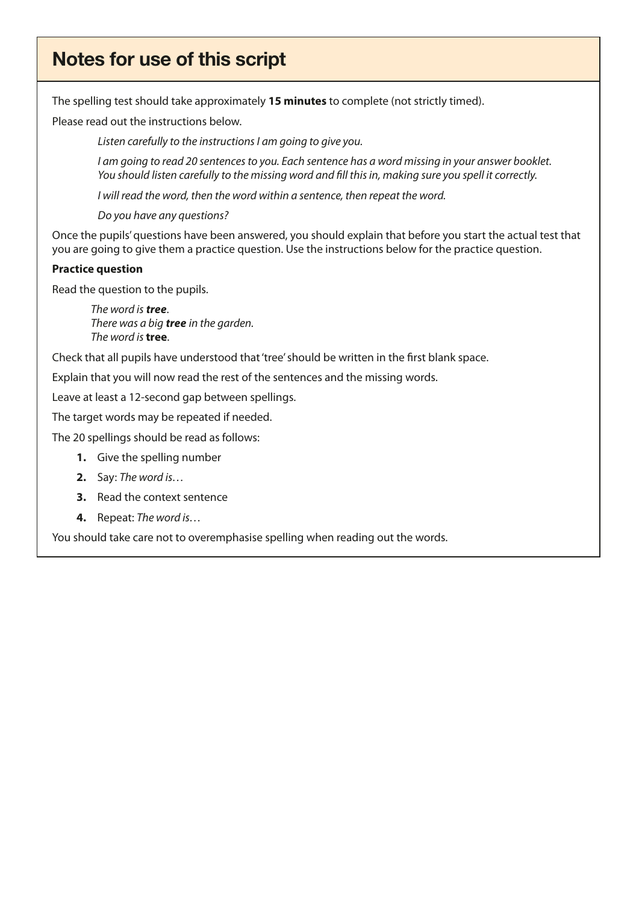## Notes for use of this script

The spelling test should take approximately **15 minutes** to complete (not strictly timed).

Please read out the instructions below.

> *Listen carefully to the instructions I am going to give you.*
>
> *I am going to read 20 sentences to you. Each sentence has a word missing in your answer booklet. You should listen carefully to the missing word and fill this in, making sure you spell it correctly.*
>
> *I will read the word, then the word within a sentence, then repeat the word.*
>
> *Do you have any questions?*

Once the pupils' questions have been answered, you should explain that before you start the actual test that you are going to give them a practice question. Use the instructions below for the practice question.

**Practice question**

Read the question to the pupils.

> *The word is **tree**.*
> *There was a big **tree** in the garden.*
> *The word is* **tree**.

Check that all pupils have understood that 'tree' should be written in the first blank space.

Explain that you will now read the rest of the sentences and the missing words.

Leave at least a 12-second gap between spellings.

The target words may be repeated if needed.

The 20 spellings should be read as follows:

1. Give the spelling number
2. Say: *The word is…*
3. Read the context sentence
4. Repeat: *The word is…*

You should take care not to overemphasise spelling when reading out the words.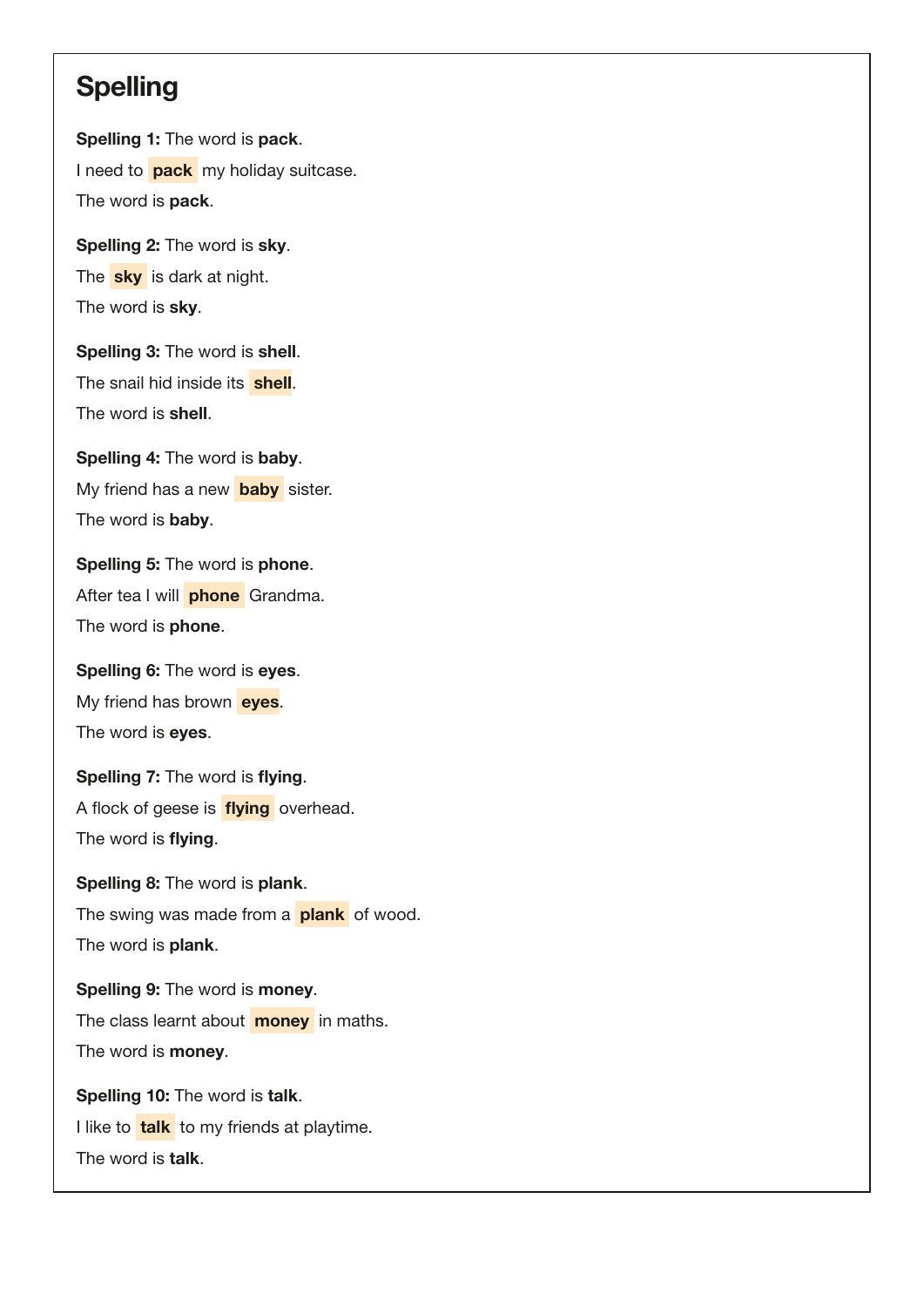## Spelling

**Spelling 1:** The word is **pack**.

I need to **pack** my holiday suitcase.

The word is **pack**.

**Spelling 2:** The word is **sky**.

The **sky** is dark at night.

The word is **sky**.

**Spelling 3:** The word is **shell**.

The snail hid inside its **shell**.

The word is **shell**.

**Spelling 4:** The word is **baby**.

My friend has a new **baby** sister.

The word is **baby**.

**Spelling 5:** The word is **phone**.

After tea I will **phone** Grandma.

The word is **phone**.

**Spelling 6:** The word is **eyes**.

My friend has brown **eyes**.

The word is **eyes**.

**Spelling 7:** The word is **flying**.

A flock of geese is **flying** overhead.

The word is **flying**.

**Spelling 8:** The word is **plank**.

The swing was made from a **plank** of wood.

The word is **plank**.

**Spelling 9:** The word is **money**.

The class learnt about **money** in maths.

The word is **money**.

**Spelling 10:** The word is **talk**.

I like to **talk** to my friends at playtime.

The word is **talk**.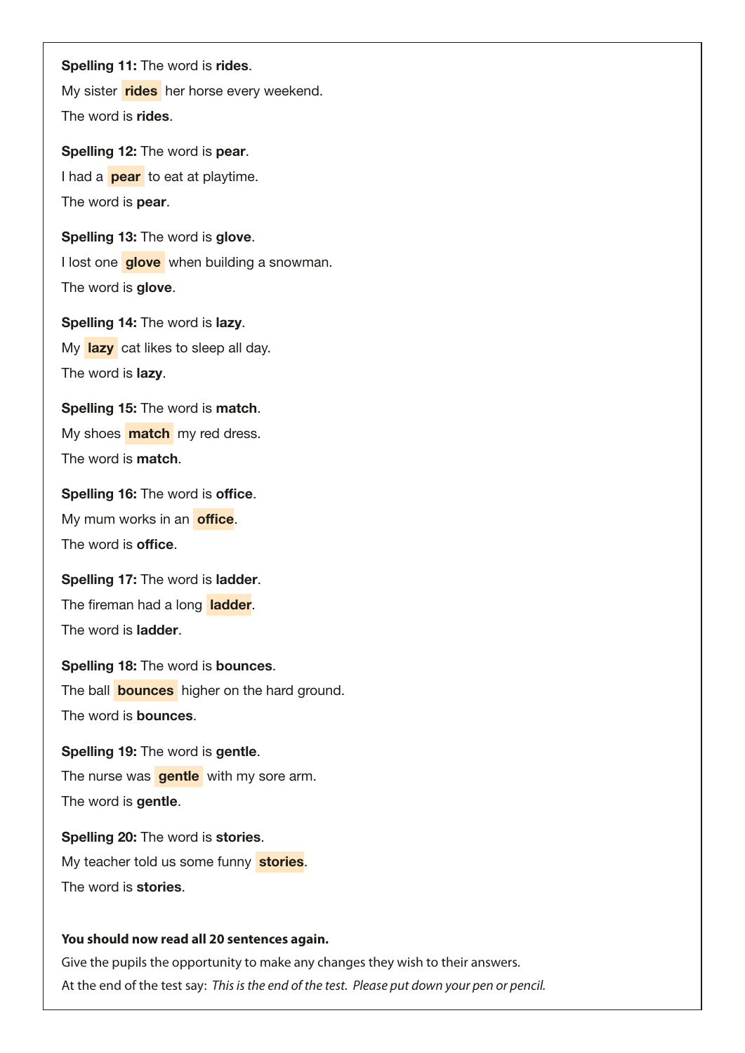**Spelling 11:** The word is **rides**.

My sister **rides** her horse every weekend.

The word is **rides**.

**Spelling 12:** The word is **pear**.

I had a **pear** to eat at playtime.

The word is **pear**.

**Spelling 13:** The word is **glove**.

I lost one **glove** when building a snowman.

The word is **glove**.

**Spelling 14:** The word is **lazy**.

My **lazy** cat likes to sleep all day.

The word is **lazy**.

**Spelling 15:** The word is **match**.

My shoes **match** my red dress.

The word is **match**.

**Spelling 16:** The word is **office**.

My mum works in an **office**.

The word is **office**.

**Spelling 17:** The word is **ladder**.

The fireman had a long **ladder**.

The word is **ladder**.

**Spelling 18:** The word is **bounces**.

The ball **bounces** higher on the hard ground.

The word is **bounces**.

**Spelling 19:** The word is **gentle**.

The nurse was **gentle** with my sore arm.

The word is **gentle**.

**Spelling 20:** The word is **stories**.

My teacher told us some funny **stories**.

The word is **stories**.

**You should now read all 20 sentences again.**

Give the pupils the opportunity to make any changes they wish to their answers.

At the end of the test say: *This is the end of the test. Please put down your pen or pencil.*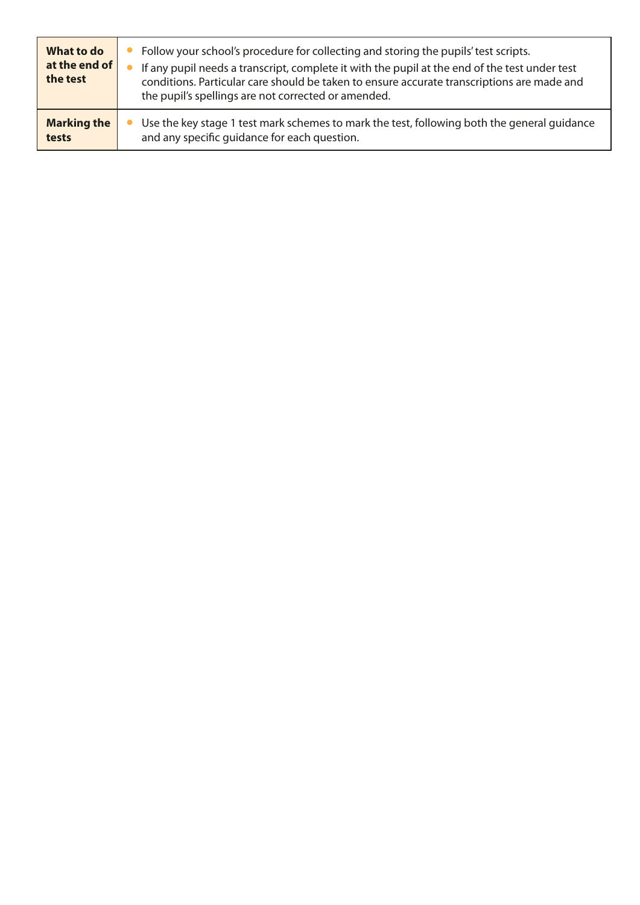| | |
|---|---|
| **What to do at the end of the test** | • Follow your school's procedure for collecting and storing the pupils' test scripts.<br>• If any pupil needs a transcript, complete it with the pupil at the end of the test under test conditions. Particular care should be taken to ensure accurate transcriptions are made and the pupil's spellings are not corrected or amended. |
| **Marking the tests** | • Use the key stage 1 test mark schemes to mark the test, following both the general guidance and any specific guidance for each question. |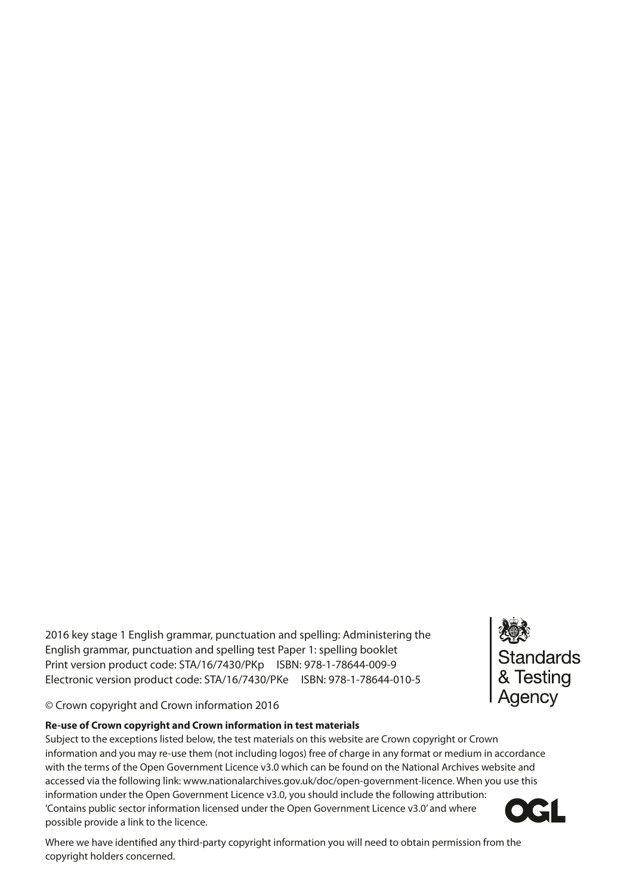2016 key stage 1 English grammar, punctuation and spelling: Administering the English grammar, punctuation and spelling test Paper 1: spelling booklet
Print version product code: STA/16/7430/PKp ISBN: 978-1-78644-009-9
Electronic version product code: STA/16/7430/PKe ISBN: 978-1-78644-010-5

Standards & Testing Agency

© Crown copyright and Crown information 2016

**Re-use of Crown copyright and Crown information in test materials**

Subject to the exceptions listed below, the test materials on this website are Crown copyright or Crown information and you may re-use them (not including logos) free of charge in any format or medium in accordance with the terms of the Open Government Licence v3.0 which can be found on the National Archives website and accessed via the following link: www.nationalarchives.gov.uk/doc/open-government-licence. When you use this information under the Open Government Licence v3.0, you should include the following attribution: 'Contains public sector information licensed under the Open Government Licence v3.0' and where possible provide a link to the licence.

OGL

Where we have identified any third-party copyright information you will need to obtain permission from the copyright holders concerned.